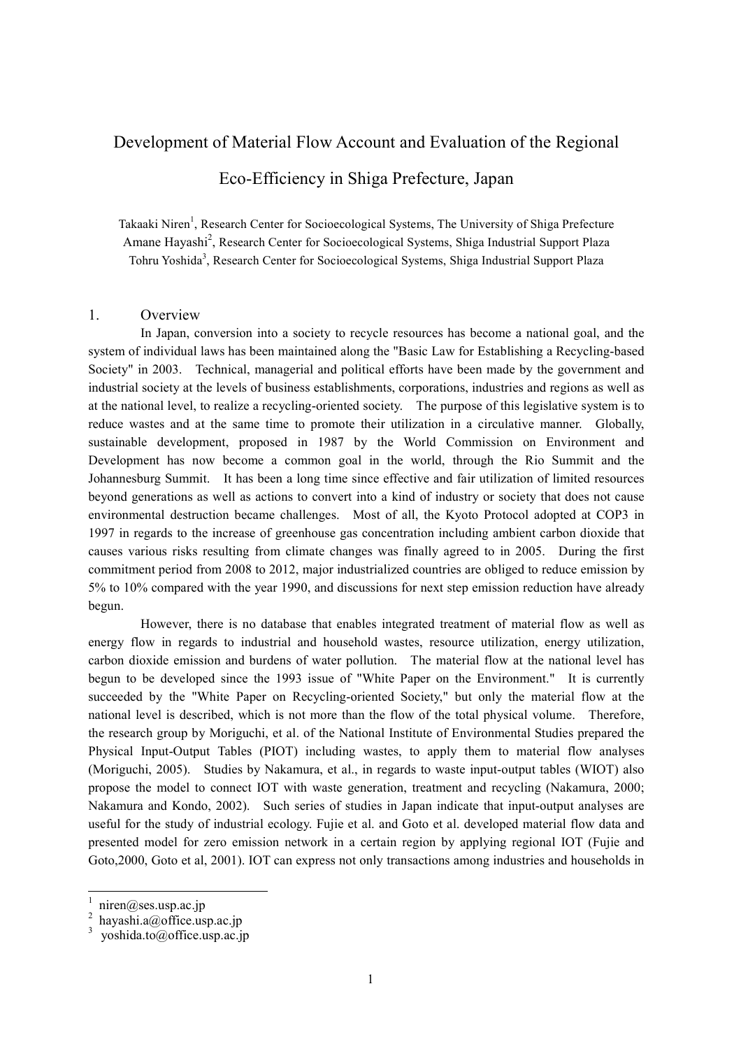# Development of Material Flow Account and Evaluation of the Regional Eco-Efficiency in Shiga Prefecture, Japan

Takaaki Niren[1], Research Center for Socioecological Systems, The University of Shiga Prefecture
Amane Hayashi[2], Research Center for Socioecological Systems, Shiga Industrial Support Plaza
Tohru Yoshida[3], Research Center for Socioecological Systems, Shiga Industrial Support Plaza

## 1. Overview

In Japan, conversion into a society to recycle resources has become a national goal, and the system of individual laws has been maintained along the "Basic Law for Establishing a Recycling-based Society" in 2003. Technical, managerial and political efforts have been made by the government and industrial society at the levels of business establishments, corporations, industries and regions as well as at the national level, to realize a recycling-oriented society. The purpose of this legislative system is to reduce wastes and at the same time to promote their utilization in a circulative manner. Globally, sustainable development, proposed in 1987 by the World Commission on Environment and Development has now become a common goal in the world, through the Rio Summit and the Johannesburg Summit. It has been a long time since effective and fair utilization of limited resources beyond generations as well as actions to convert into a kind of industry or society that does not cause environmental destruction became challenges. Most of all, the Kyoto Protocol adopted at COP3 in 1997 in regards to the increase of greenhouse gas concentration including ambient carbon dioxide that causes various risks resulting from climate changes was finally agreed to in 2005. During the first commitment period from 2008 to 2012, major industrialized countries are obliged to reduce emission by 5% to 10% compared with the year 1990, and discussions for next step emission reduction have already begun.

However, there is no database that enables integrated treatment of material flow as well as energy flow in regards to industrial and household wastes, resource utilization, energy utilization, carbon dioxide emission and burdens of water pollution. The material flow at the national level has begun to be developed since the 1993 issue of "White Paper on the Environment." It is currently succeeded by the "White Paper on Recycling-oriented Society," but only the material flow at the national level is described, which is not more than the flow of the total physical volume. Therefore, the research group by Moriguchi, et al. of the National Institute of Environmental Studies prepared the Physical Input-Output Tables (PIOT) including wastes, to apply them to material flow analyses (Moriguchi, 2005). Studies by Nakamura, et al., in regards to waste input-output tables (WIOT) also propose the model to connect IOT with waste generation, treatment and recycling (Nakamura, 2000; Nakamura and Kondo, 2002). Such series of studies in Japan indicate that input-output analyses are useful for the study of industrial ecology. Fujie et al. and Goto et al. developed material flow data and presented model for zero emission network in a certain region by applying regional IOT (Fujie and Goto,2000, Goto et al, 2001). IOT can express not only transactions among industries and households in

---

[1] niren@ses.usp.ac.jp
[2] hayashi.a@office.usp.ac.jp
[3] yoshida.to@office.usp.ac.jp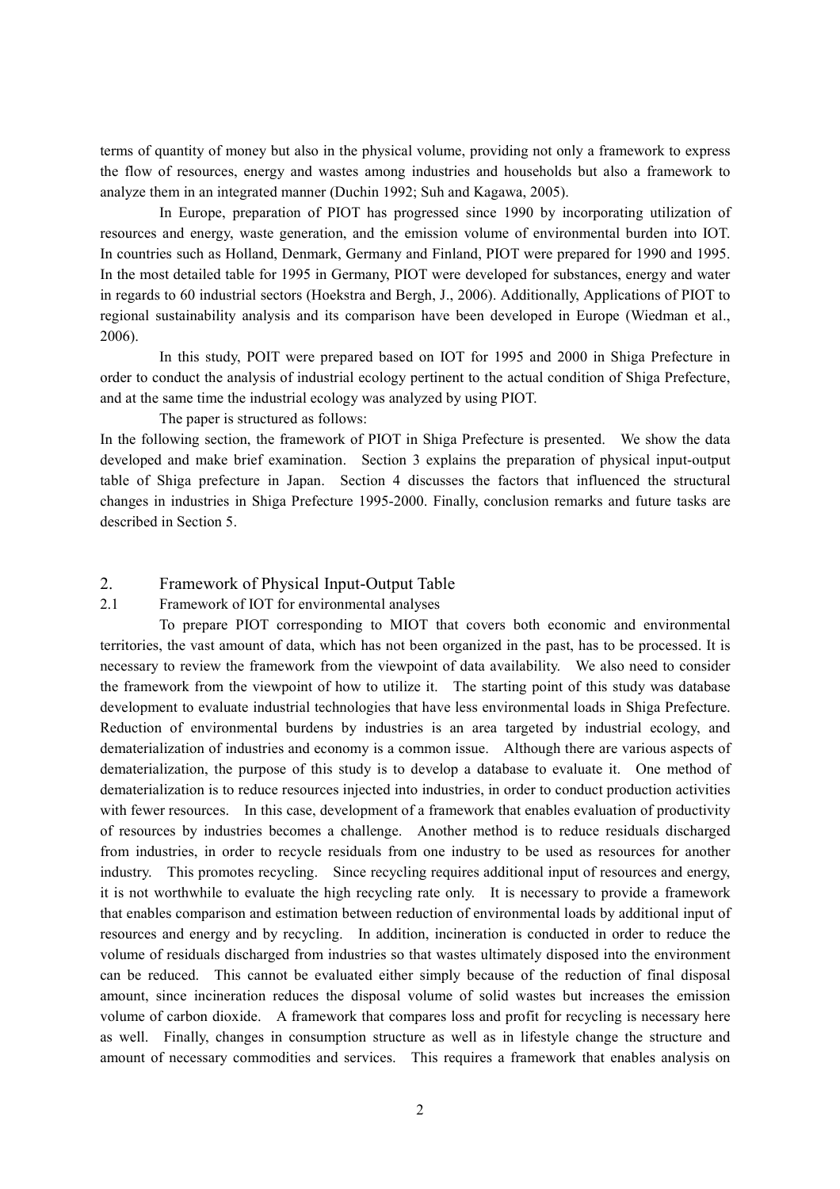terms of quantity of money but also in the physical volume, providing not only a framework to express the flow of resources, energy and wastes among industries and households but also a framework to analyze them in an integrated manner (Duchin 1992; Suh and Kagawa, 2005).

In Europe, preparation of PIOT has progressed since 1990 by incorporating utilization of resources and energy, waste generation, and the emission volume of environmental burden into IOT. In countries such as Holland, Denmark, Germany and Finland, PIOT were prepared for 1990 and 1995. In the most detailed table for 1995 in Germany, PIOT were developed for substances, energy and water in regards to 60 industrial sectors (Hoekstra and Bergh, J., 2006). Additionally, Applications of PIOT to regional sustainability analysis and its comparison have been developed in Europe (Wiedman et al., 2006).

In this study, POIT were prepared based on IOT for 1995 and 2000 in Shiga Prefecture in order to conduct the analysis of industrial ecology pertinent to the actual condition of Shiga Prefecture, and at the same time the industrial ecology was analyzed by using PIOT.

The paper is structured as follows:

In the following section, the framework of PIOT in Shiga Prefecture is presented. We show the data developed and make brief examination. Section 3 explains the preparation of physical input-output table of Shiga prefecture in Japan. Section 4 discusses the factors that influenced the structural changes in industries in Shiga Prefecture 1995-2000. Finally, conclusion remarks and future tasks are described in Section 5.

## 2. Framework of Physical Input-Output Table

### 2.1 Framework of IOT for environmental analyses

To prepare PIOT corresponding to MIOT that covers both economic and environmental territories, the vast amount of data, which has not been organized in the past, has to be processed. It is necessary to review the framework from the viewpoint of data availability. We also need to consider the framework from the viewpoint of how to utilize it. The starting point of this study was database development to evaluate industrial technologies that have less environmental loads in Shiga Prefecture. Reduction of environmental burdens by industries is an area targeted by industrial ecology, and dematerialization of industries and economy is a common issue. Although there are various aspects of dematerialization, the purpose of this study is to develop a database to evaluate it. One method of dematerialization is to reduce resources injected into industries, in order to conduct production activities with fewer resources. In this case, development of a framework that enables evaluation of productivity of resources by industries becomes a challenge. Another method is to reduce residuals discharged from industries, in order to recycle residuals from one industry to be used as resources for another industry. This promotes recycling. Since recycling requires additional input of resources and energy, it is not worthwhile to evaluate the high recycling rate only. It is necessary to provide a framework that enables comparison and estimation between reduction of environmental loads by additional input of resources and energy and by recycling. In addition, incineration is conducted in order to reduce the volume of residuals discharged from industries so that wastes ultimately disposed into the environment can be reduced. This cannot be evaluated either simply because of the reduction of final disposal amount, since incineration reduces the disposal volume of solid wastes but increases the emission volume of carbon dioxide. A framework that compares loss and profit for recycling is necessary here as well. Finally, changes in consumption structure as well as in lifestyle change the structure and amount of necessary commodities and services. This requires a framework that enables analysis on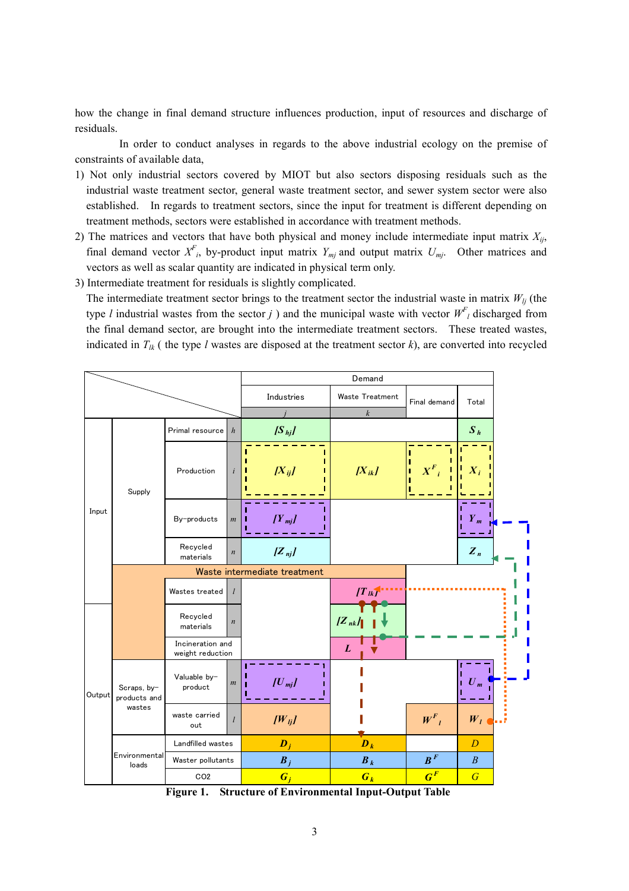how the change in final demand structure influences production, input of resources and discharge of residuals.

In order to conduct analyses in regards to the above industrial ecology on the premise of constraints of available data,

1) Not only industrial sectors covered by MIOT but also sectors disposing residuals such as the industrial waste treatment sector, general waste treatment sector, and sewer system sector were also established. In regards to treatment sectors, since the input for treatment is different depending on treatment methods, sectors were established in accordance with treatment methods.
2) The matrices and vectors that have both physical and money include intermediate input matrix $X_{ij}$, final demand vector $X^F_i$, by-product input matrix $Y_{mj}$ and output matrix $U_{mj}$. Other matrices and vectors as well as scalar quantity are indicated in physical term only.
3) Intermediate treatment for residuals is slightly complicated.
   The intermediate treatment sector brings to the treatment sector the industrial waste in matrix $W_{lj}$ (the type $l$ industrial wastes from the sector $j$ ) and the municipal waste with vector $W^F_l$ discharged from the final demand sector, are brought into the intermediate treatment sectors. These treated wastes, indicated in $T_{lk}$ ( the type $l$ wastes are disposed at the treatment sector $k$), are converted into recycled

| | | | | Demand: Industries $j$ | Demand: Waste Treatment $k$ | Final demand | Total |
|---|---|---|---|---|---|---|---|
| Input | Supply | Primal resource | $h$ | $[S_{hj}]$ | | | $S_h$ |
| | | Production | $i$ | $[X_{ij}]$ | $[X_{ik}]$ | $X^F_i$ | $X_i$ |
| | | By-products | $m$ | $[Y_{mj}]$ | | | $Y_m$ |
| | | Recycled materials | $n$ | $[Z_{nj}]$ | | | $Z_n$ |
| | Waste intermediate treatment | Wastes treated | $l$ | | $[T_{lk}]$ | | |
| Output | | Recycled materials | $n$ | | $[Z_{nk}]$ | | |
| | | Incineration and weight reduction | | | $L$ | | |
| | Scraps, by-products and wastes | Valuable by-product | $m$ | $[U_{mj}]$ | | | $U_m$ |
| | | waste carried out | $l$ | $[W_{lj}]$ | | $W^F_l$ | $W_l$ |
| | Environmental loads | Landfilled wastes | | $D_j$ | $D_k$ | | $D$ |
| | | Waster pollutants | | $B_j$ | $B_k$ | $B^F$ | $B$ |
| | | CO2 | | $G_j$ | $G_k$ | $G^F$ | $G$ |

**Figure 1. Structure of Environmental Input-Output Table**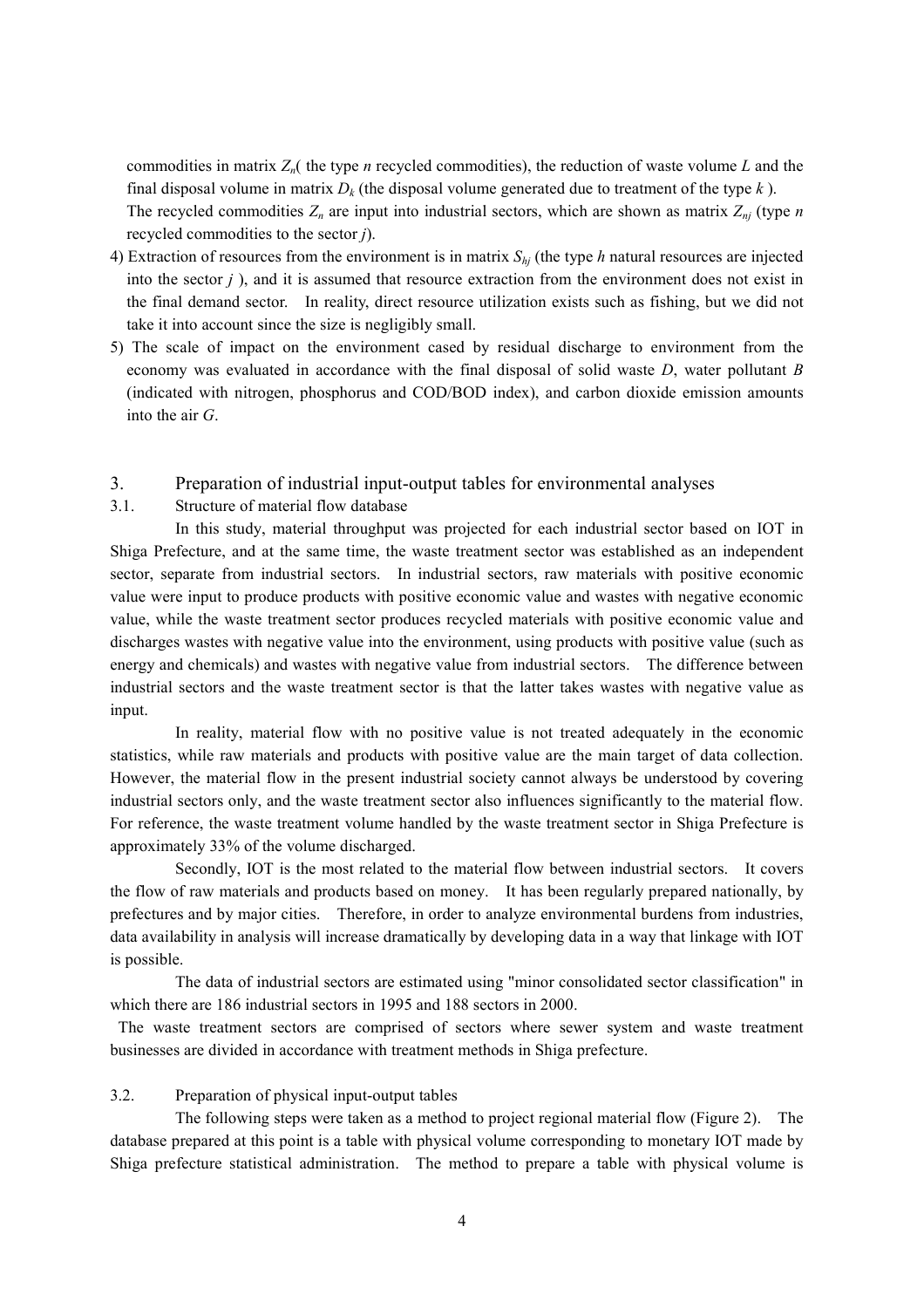commodities in matrix $Z_n$( the type *n* recycled commodities), the reduction of waste volume *L* and the final disposal volume in matrix $D_k$ (the disposal volume generated due to treatment of the type *k* ).
The recycled commodities $Z_n$ are input into industrial sectors, which are shown as matrix $Z_{nj}$ (type *n* recycled commodities to the sector *j*).

4) Extraction of resources from the environment is in matrix $S_{hj}$ (the type *h* natural resources are injected into the sector *j* ), and it is assumed that resource extraction from the environment does not exist in the final demand sector. In reality, direct resource utilization exists such as fishing, but we did not take it into account since the size is negligibly small.
5) The scale of impact on the environment cased by residual discharge to environment from the economy was evaluated in accordance with the final disposal of solid waste *D*, water pollutant *B* (indicated with nitrogen, phosphorus and COD/BOD index), and carbon dioxide emission amounts into the air *G*.

## 3. Preparation of industrial input-output tables for environmental analyses

### 3.1. Structure of material flow database

In this study, material throughput was projected for each industrial sector based on IOT in Shiga Prefecture, and at the same time, the waste treatment sector was established as an independent sector, separate from industrial sectors. In industrial sectors, raw materials with positive economic value were input to produce products with positive economic value and wastes with negative economic value, while the waste treatment sector produces recycled materials with positive economic value and discharges wastes with negative value into the environment, using products with positive value (such as energy and chemicals) and wastes with negative value from industrial sectors. The difference between industrial sectors and the waste treatment sector is that the latter takes wastes with negative value as input.

In reality, material flow with no positive value is not treated adequately in the economic statistics, while raw materials and products with positive value are the main target of data collection. However, the material flow in the present industrial society cannot always be understood by covering industrial sectors only, and the waste treatment sector also influences significantly to the material flow. For reference, the waste treatment volume handled by the waste treatment sector in Shiga Prefecture is approximately 33% of the volume discharged.

Secondly, IOT is the most related to the material flow between industrial sectors. It covers the flow of raw materials and products based on money. It has been regularly prepared nationally, by prefectures and by major cities. Therefore, in order to analyze environmental burdens from industries, data availability in analysis will increase dramatically by developing data in a way that linkage with IOT is possible.

The data of industrial sectors are estimated using "minor consolidated sector classification" in which there are 186 industrial sectors in 1995 and 188 sectors in 2000.

The waste treatment sectors are comprised of sectors where sewer system and waste treatment businesses are divided in accordance with treatment methods in Shiga prefecture.

### 3.2. Preparation of physical input-output tables

The following steps were taken as a method to project regional material flow (Figure 2). The database prepared at this point is a table with physical volume corresponding to monetary IOT made by Shiga prefecture statistical administration. The method to prepare a table with physical volume is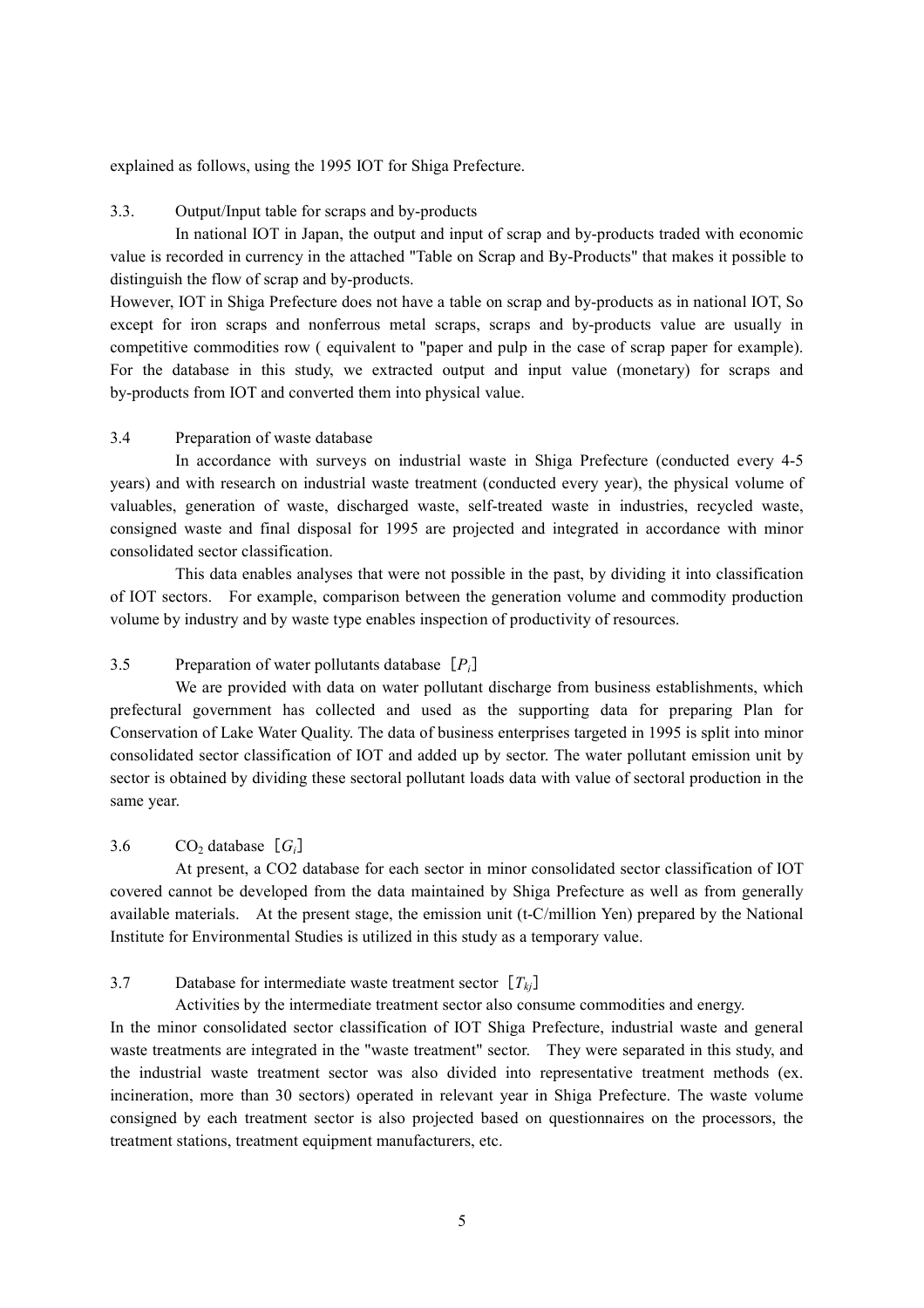explained as follows, using the 1995 IOT for Shiga Prefecture.

### 3.3. Output/Input table for scraps and by-products

In national IOT in Japan, the output and input of scrap and by-products traded with economic value is recorded in currency in the attached "Table on Scrap and By-Products" that makes it possible to distinguish the flow of scrap and by-products.

However, IOT in Shiga Prefecture does not have a table on scrap and by-products as in national IOT, So except for iron scraps and nonferrous metal scraps, scraps and by-products value are usually in competitive commodities row ( equivalent to "paper and pulp in the case of scrap paper for example). For the database in this study, we extracted output and input value (monetary) for scraps and by-products from IOT and converted them into physical value.

### 3.4 Preparation of waste database

In accordance with surveys on industrial waste in Shiga Prefecture (conducted every 4-5 years) and with research on industrial waste treatment (conducted every year), the physical volume of valuables, generation of waste, discharged waste, self-treated waste in industries, recycled waste, consigned waste and final disposal for 1995 are projected and integrated in accordance with minor consolidated sector classification.

This data enables analyses that were not possible in the past, by dividing it into classification of IOT sectors. For example, comparison between the generation volume and commodity production volume by industry and by waste type enables inspection of productivity of resources.

### 3.5 Preparation of water pollutants database ［$P_i$］

We are provided with data on water pollutant discharge from business establishments, which prefectural government has collected and used as the supporting data for preparing Plan for Conservation of Lake Water Quality. The data of business enterprises targeted in 1995 is split into minor consolidated sector classification of IOT and added up by sector. The water pollutant emission unit by sector is obtained by dividing these sectoral pollutant loads data with value of sectoral production in the same year.

### 3.6 $CO_2$ database ［$G_i$］

At present, a CO2 database for each sector in minor consolidated sector classification of IOT covered cannot be developed from the data maintained by Shiga Prefecture as well as from generally available materials. At the present stage, the emission unit (t-C/million Yen) prepared by the National Institute for Environmental Studies is utilized in this study as a temporary value.

### 3.7 Database for intermediate waste treatment sector ［$T_{kj}$］

Activities by the intermediate treatment sector also consume commodities and energy.

In the minor consolidated sector classification of IOT Shiga Prefecture, industrial waste and general waste treatments are integrated in the "waste treatment" sector. They were separated in this study, and the industrial waste treatment sector was also divided into representative treatment methods (ex. incineration, more than 30 sectors) operated in relevant year in Shiga Prefecture. The waste volume consigned by each treatment sector is also projected based on questionnaires on the processors, the treatment stations, treatment equipment manufacturers, etc.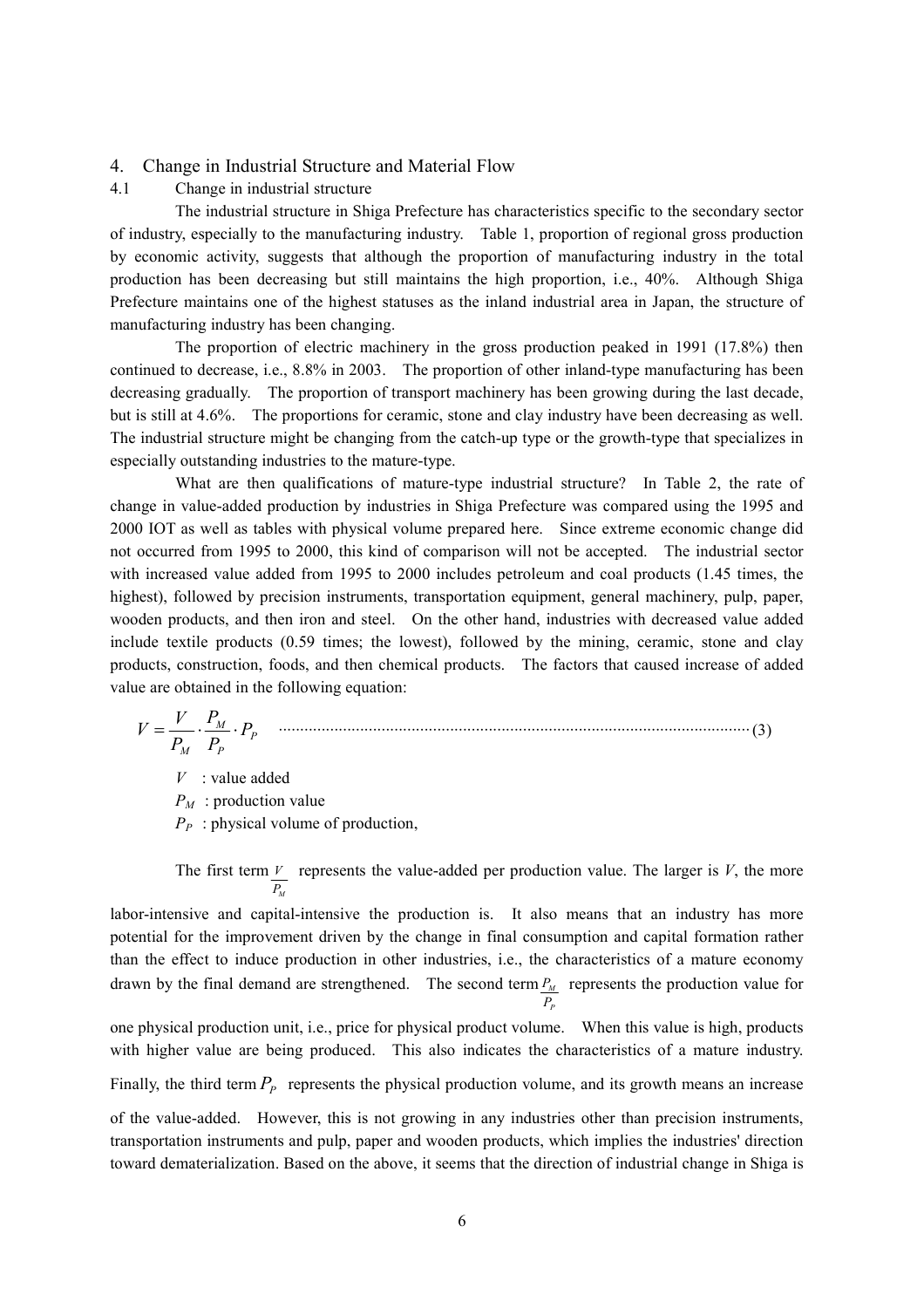## 4. Change in Industrial Structure and Material Flow

### 4.1 Change in industrial structure

The industrial structure in Shiga Prefecture has characteristics specific to the secondary sector of industry, especially to the manufacturing industry. Table 1, proportion of regional gross production by economic activity, suggests that although the proportion of manufacturing industry in the total production has been decreasing but still maintains the high proportion, i.e., 40%. Although Shiga Prefecture maintains one of the highest statuses as the inland industrial area in Japan, the structure of manufacturing industry has been changing.

The proportion of electric machinery in the gross production peaked in 1991 (17.8%) then continued to decrease, i.e., 8.8% in 2003. The proportion of other inland-type manufacturing has been decreasing gradually. The proportion of transport machinery has been growing during the last decade, but is still at 4.6%. The proportions for ceramic, stone and clay industry have been decreasing as well. The industrial structure might be changing from the catch-up type or the growth-type that specializes in especially outstanding industries to the mature-type.

What are then qualifications of mature-type industrial structure? In Table 2, the rate of change in value-added production by industries in Shiga Prefecture was compared using the 1995 and 2000 IOT as well as tables with physical volume prepared here. Since extreme economic change did not occurred from 1995 to 2000, this kind of comparison will not be accepted. The industrial sector with increased value added from 1995 to 2000 includes petroleum and coal products (1.45 times, the highest), followed by precision instruments, transportation equipment, general machinery, pulp, paper, wooden products, and then iron and steel. On the other hand, industries with decreased value added include textile products (0.59 times; the lowest), followed by the mining, ceramic, stone and clay products, construction, foods, and then chemical products. The factors that caused increase of added value are obtained in the following equation:

$$V = \frac{V}{P_M} \cdot \frac{P_M}{P_P} \cdot P_P \quad \cdots\cdots (3)$$

$V$ : value added

$P_M$ : production value

$P_P$ : physical volume of production,

The first term $\frac{V}{P_M}$ represents the value-added per production value. The larger is $V$, the more labor-intensive and capital-intensive the production is. It also means that an industry has more potential for the improvement driven by the change in final consumption and capital formation rather than the effect to induce production in other industries, i.e., the characteristics of a mature economy drawn by the final demand are strengthened. The second term $\frac{P_M}{P_P}$ represents the production value for one physical production unit, i.e., price for physical product volume. When this value is high, products with higher value are being produced. This also indicates the characteristics of a mature industry. Finally, the third term $P_P$ represents the physical production volume, and its growth means an increase of the value-added. However, this is not growing in any industries other than precision instruments, transportation instruments and pulp, paper and wooden products, which implies the industries' direction toward dematerialization. Based on the above, it seems that the direction of industrial change in Shiga is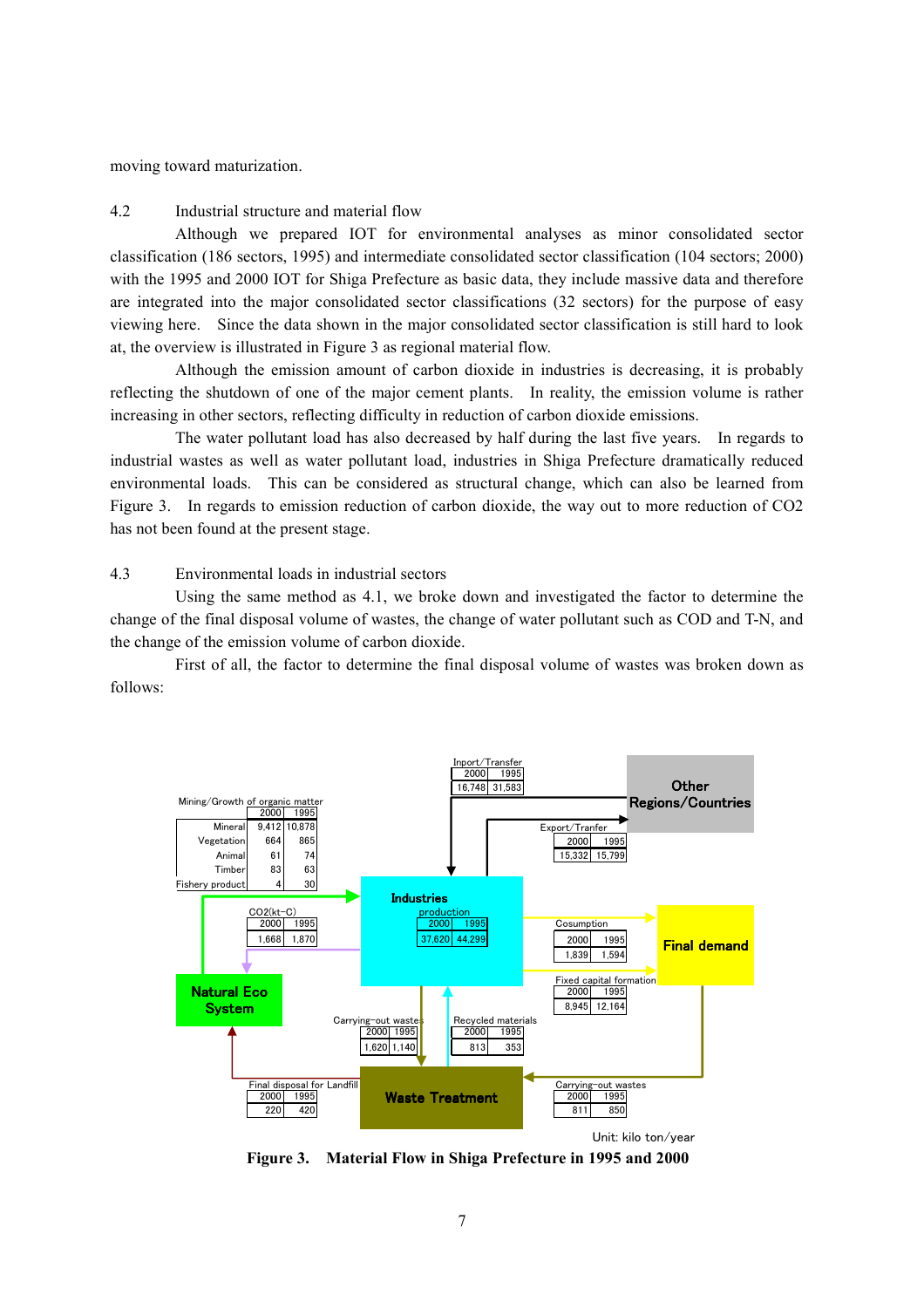moving toward maturization.

## 4.2 Industrial structure and material flow

Although we prepared IOT for environmental analyses as minor consolidated sector classification (186 sectors, 1995) and intermediate consolidated sector classification (104 sectors; 2000) with the 1995 and 2000 IOT for Shiga Prefecture as basic data, they include massive data and therefore are integrated into the major consolidated sector classifications (32 sectors) for the purpose of easy viewing here. Since the data shown in the major consolidated sector classification is still hard to look at, the overview is illustrated in Figure 3 as regional material flow.

Although the emission amount of carbon dioxide in industries is decreasing, it is probably reflecting the shutdown of one of the major cement plants. In reality, the emission volume is rather increasing in other sectors, reflecting difficulty in reduction of carbon dioxide emissions.

The water pollutant load has also decreased by half during the last five years. In regards to industrial wastes as well as water pollutant load, industries in Shiga Prefecture dramatically reduced environmental loads. This can be considered as structural change, which can also be learned from Figure 3. In regards to emission reduction of carbon dioxide, the way out to more reduction of CO2 has not been found at the present stage.

## 4.3 Environmental loads in industrial sectors

Using the same method as 4.1, we broke down and investigated the factor to determine the change of the final disposal volume of wastes, the change of water pollutant such as COD and T-N, and the change of the emission volume of carbon dioxide.

First of all, the factor to determine the final disposal volume of wastes was broken down as follows:

Mining/Growth of organic matter

| | 2000 | 1995 |
|---|---|---|
| Mineral | 9,412 | 10,878 |
| Vegetation | 664 | 865 |
| Animal | 61 | 74 |
| Timber | 83 | 63 |
| Fishery product | 4 | 30 |

Inport/Transfer

| 2000 | 1995 |
|---|---|
| 16,748 | 31,583 |

Export/Tranfer

| 2000 | 1995 |
|---|---|
| 15,332 | 15,799 |

Industries production

| 2000 | 1995 |
|---|---|
| 37,620 | 44,299 |

CO2(kt-C)

| 2000 | 1995 |
|---|---|
| 1,668 | 1,870 |

Cosumption

| 2000 | 1995 |
|---|---|
| 1,839 | 1,594 |

Fixed capital formation

| 2000 | 1995 |
|---|---|
| 8,945 | 12,164 |

Carrying-out wastes (Industries → Waste Treatment)

| 2000 | 1995 |
|---|---|
| 1,620 | 1,140 |

Recycled materials

| 2000 | 1995 |
|---|---|
| 813 | 353 |

Final disposal for Landfill

| 2000 | 1995 |
|---|---|
| 220 | 420 |

Carrying-out wastes (Final demand → Waste Treatment)

| 2000 | 1995 |
|---|---|
| 811 | 850 |

Other Regions/Countries; Industries; Final demand; Natural Eco System; Waste Treatment

Unit: kilo ton/year

**Figure 3. Material Flow in Shiga Prefecture in 1995 and 2000**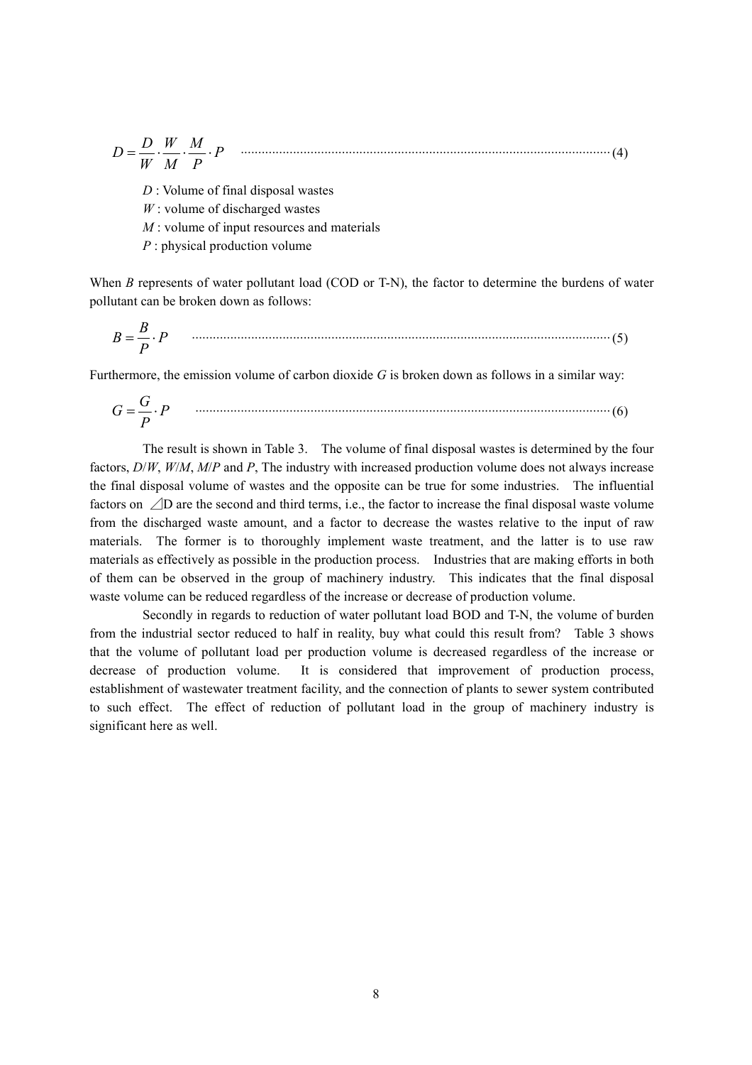$$D = \frac{D}{W} \cdot \frac{W}{M} \cdot \frac{M}{P} \cdot P \quad \text{(4)}$$

$D$ : Volume of final disposal wastes
$W$ : volume of discharged wastes
$M$ : volume of input resources and materials
$P$ : physical production volume

When $B$ represents of water pollutant load (COD or T-N), the factor to determine the burdens of water pollutant can be broken down as follows:

$$B = \frac{B}{P} \cdot P \quad \text{(5)}$$

Furthermore, the emission volume of carbon dioxide $G$ is broken down as follows in a similar way:

$$G = \frac{G}{P} \cdot P \quad \text{(6)}$$

The result is shown in Table 3. The volume of final disposal wastes is determined by the four factors, $D/W$, $W/M$, $M/P$ and $P$, The industry with increased production volume does not always increase the final disposal volume of wastes and the opposite can be true for some industries. The influential factors on $\angle$D are the second and third terms, i.e., the factor to increase the final disposal waste volume from the discharged waste amount, and a factor to decrease the wastes relative to the input of raw materials. The former is to thoroughly implement waste treatment, and the latter is to use raw materials as effectively as possible in the production process. Industries that are making efforts in both of them can be observed in the group of machinery industry. This indicates that the final disposal waste volume can be reduced regardless of the increase or decrease of production volume.

Secondly in regards to reduction of water pollutant load BOD and T-N, the volume of burden from the industrial sector reduced to half in reality, buy what could this result from? Table 3 shows that the volume of pollutant load per production volume is decreased regardless of the increase or decrease of production volume. It is considered that improvement of production process, establishment of wastewater treatment facility, and the connection of plants to sewer system contributed to such effect. The effect of reduction of pollutant load in the group of machinery industry is significant here as well.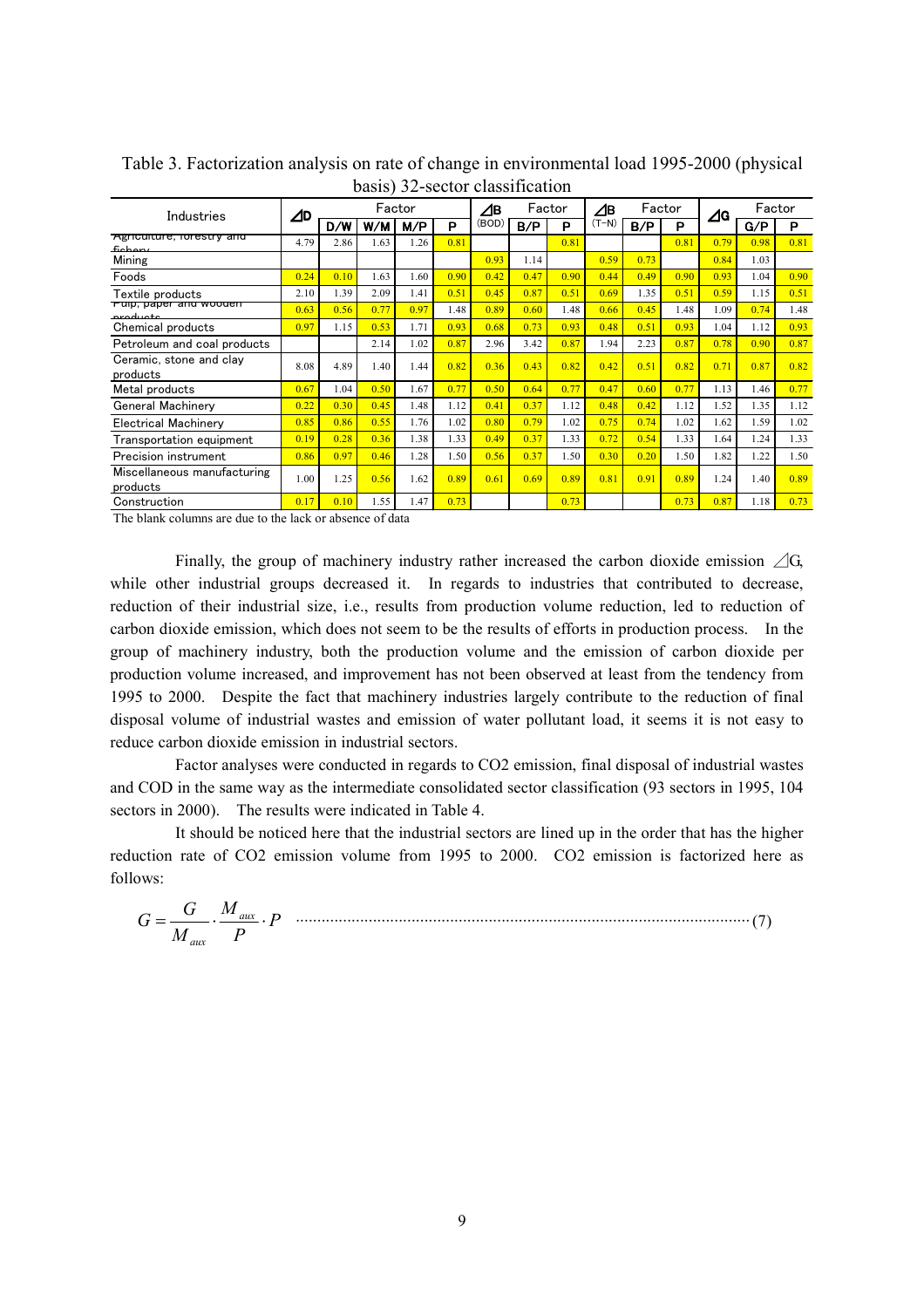Table 3. Factorization analysis on rate of change in environmental load 1995-2000 (physical basis) 32-sector classification

| Industries | ⊿D | Factor | | | | ⊿B (BOD) | Factor | | ⊿B (T-N) | Factor | | ⊿G | Factor | |
|---|---|---|---|---|---|---|---|---|---|---|---|---|---|---|
| | | D/W | W/M | M/P | P | | B/P | P | | B/P | P | | G/P | P |
| Agriculture, forestry and fishery | 4.79 | 2.86 | 1.63 | 1.26 | 0.81 | | | 0.81 | | | 0.81 | 0.79 | 0.98 | 0.81 |
| Mining | | | | | | 0.93 | 1.14 | | 0.59 | 0.73 | | 0.84 | 1.03 | |
| Foods | 0.24 | 0.10 | 1.63 | 1.60 | 0.90 | 0.42 | 0.47 | 0.90 | 0.44 | 0.49 | 0.90 | 0.93 | 1.04 | 0.90 |
| Textile products | 2.10 | 1.39 | 2.09 | 1.41 | 0.51 | 0.45 | 0.87 | 0.51 | 0.69 | 1.35 | 0.51 | 0.59 | 1.15 | 0.51 |
| Pulp, paper and wooden products | 0.63 | 0.56 | 0.77 | 0.97 | 1.48 | 0.89 | 0.60 | 1.48 | 0.66 | 0.45 | 1.48 | 1.09 | 0.74 | 1.48 |
| Chemical products | 0.97 | 1.15 | 0.53 | 1.71 | 0.93 | 0.68 | 0.73 | 0.93 | 0.48 | 0.51 | 0.93 | 1.04 | 1.12 | 0.93 |
| Petroleum and coal products | | | 2.14 | 1.02 | 0.87 | 2.96 | 3.42 | 0.87 | 1.94 | 2.23 | 0.87 | 0.78 | 0.90 | 0.87 |
| Ceramic, stone and clay products | 8.08 | 4.89 | 1.40 | 1.44 | 0.82 | 0.36 | 0.43 | 0.82 | 0.42 | 0.51 | 0.82 | 0.71 | 0.87 | 0.82 |
| Metal products | 0.67 | 1.04 | 0.50 | 1.67 | 0.77 | 0.50 | 0.64 | 0.77 | 0.47 | 0.60 | 0.77 | 1.13 | 1.46 | 0.77 |
| General Machinery | 0.22 | 0.30 | 0.45 | 1.48 | 1.12 | 0.41 | 0.37 | 1.12 | 0.48 | 0.42 | 1.12 | 1.52 | 1.35 | 1.12 |
| Electrical Machinery | 0.85 | 0.86 | 0.55 | 1.76 | 1.02 | 0.80 | 0.79 | 1.02 | 0.75 | 0.74 | 1.02 | 1.62 | 1.59 | 1.02 |
| Transportation equipment | 0.19 | 0.28 | 0.36 | 1.38 | 1.33 | 0.49 | 0.37 | 1.33 | 0.72 | 0.54 | 1.33 | 1.64 | 1.24 | 1.33 |
| Precision instrument | 0.86 | 0.97 | 0.46 | 1.28 | 1.50 | 0.56 | 0.37 | 1.50 | 0.30 | 0.20 | 1.50 | 1.82 | 1.22 | 1.50 |
| Miscellaneous manufacturing products | 1.00 | 1.25 | 0.56 | 1.62 | 0.89 | 0.61 | 0.69 | 0.89 | 0.81 | 0.91 | 0.89 | 1.24 | 1.40 | 0.89 |
| Construction | 0.17 | 0.10 | 1.55 | 1.47 | 0.73 | | | 0.73 | | | 0.73 | 0.87 | 1.18 | 0.73 |

The blank columns are due to the lack or absence of data

Finally, the group of machinery industry rather increased the carbon dioxide emission ⊿G, while other industrial groups decreased it. In regards to industries that contributed to decrease, reduction of their industrial size, i.e., results from production volume reduction, led to reduction of carbon dioxide emission, which does not seem to be the results of efforts in production process. In the group of machinery industry, both the production volume and the emission of carbon dioxide per production volume increased, and improvement has not been observed at least from the tendency from 1995 to 2000. Despite the fact that machinery industries largely contribute to the reduction of final disposal volume of industrial wastes and emission of water pollutant load, it seems it is not easy to reduce carbon dioxide emission in industrial sectors.

Factor analyses were conducted in regards to CO2 emission, final disposal of industrial wastes and COD in the same way as the intermediate consolidated sector classification (93 sectors in 1995, 104 sectors in 2000). The results were indicated in Table 4.

It should be noticed here that the industrial sectors are lined up in the order that has the higher reduction rate of CO2 emission volume from 1995 to 2000. CO2 emission is factorized here as follows:

$$G = \frac{G}{M_{aux}} \cdot \frac{M_{aux}}{P} \cdot P \quad \cdots\cdots (7)$$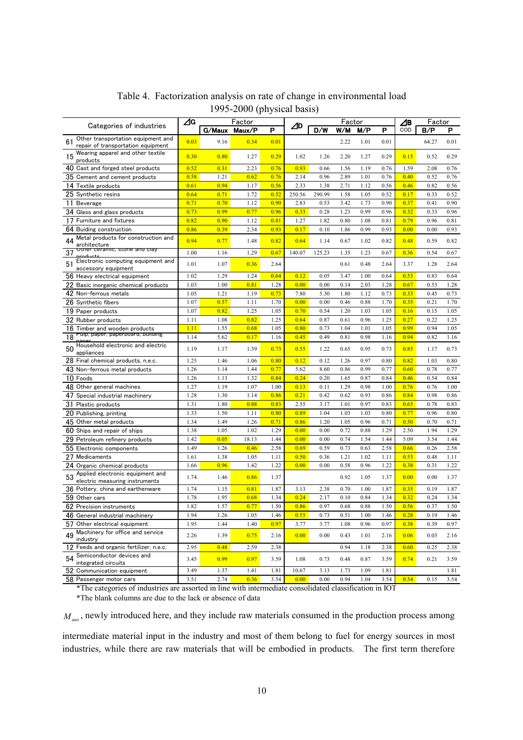Table 4. Factorization analysis on rate of change in environmental load 1995-2000 (physical basis)

| Categories of industries | ⊿G | Factor | | | ⊿D | Factor | | | | ⊿B | Factor | |
|---|---|---|---|---|---|---|---|---|---|---|---|---|
| | | G/Maux | Maux/P | P | | D/W | W/M | M/P | P | COD | B/P | P |
| 61 Other transportation equipment and repair of transportation equipment | 0.03 | 9.16 | 0.34 | 0.01 | | | 2.22 | 1.01 | 0.01 | | 64.27 | 0.01 |
| 15 Wearing apparel and other textile products | 0.30 | 0.80 | 1.27 | 0.29 | 1.02 | 1.26 | 2.20 | 1.27 | 0.29 | 0.15 | 0.52 | 0.29 |
| 40 Cast and forged steel products | 0.52 | 0.31 | 2.23 | 0.76 | 0.93 | 0.66 | 1.56 | 1.19 | 0.76 | 1.59 | 2.08 | 0.76 |
| 35 Cement and cement products | 0.58 | 1.21 | 0.62 | 0.76 | 2.14 | 0.96 | 2.89 | 1.01 | 0.76 | 0.40 | 0.52 | 0.76 |
| 14 Textile products | 0.61 | 0.94 | 1.17 | 0.56 | 2.33 | 1.38 | 2.71 | 1.12 | 0.56 | 0.46 | 0.82 | 0.56 |
| 25 Synthetic resins | 0.64 | 0.71 | 1.72 | 0.52 | 250.56 | 290.99 | 1.58 | 1.05 | 0.52 | 0.17 | 0.33 | 0.52 |
| 11 Beverage | 0.71 | 0.70 | 1.12 | 0.90 | 2.83 | 0.53 | 3.42 | 1.73 | 0.90 | 0.37 | 0.41 | 0.90 |
| 34 Glass and glass products | 0.73 | 0.99 | 0.77 | 0.96 | 0.33 | 0.28 | 1.23 | 0.99 | 0.96 | 0.32 | 0.33 | 0.96 |
| 17 Furniture and fixtures | 0.82 | 0.90 | 1.12 | 0.81 | 1.27 | 1.82 | 0.80 | 1.08 | 0.81 | 0.79 | 0.96 | 0.81 |
| 64 Buiding construction | 0.86 | 0.39 | 2.34 | 0.93 | 0.17 | 0.10 | 1.86 | 0.99 | 0.93 | 0.00 | 0.00 | 0.93 |
| 44 Metal products for construction and architecture | 0.94 | 0.77 | 1.48 | 0.82 | 0.64 | 1.14 | 0.67 | 1.02 | 0.82 | 0.48 | 0.59 | 0.82 |
| 37 Other ceramic, stone and clay products | 1.00 | 1.16 | 1.29 | 0.67 | 140.07 | 125.23 | 1.35 | 1.23 | 0.67 | 0.36 | 0.54 | 0.67 |
| 51 Electronic computing equipment and accessory equipment | 1.01 | 1.07 | 0.36 | 2.64 | | | 0.61 | 0.48 | 2.64 | 3.37 | 1.28 | 2.64 |
| 56 Heavy electrical equipment | 1.02 | 1.29 | 1.24 | 0.64 | 0.12 | 0.05 | 3.47 | 1.00 | 0.64 | 0.53 | 0.83 | 0.64 |
| 22 Basic inorganic chemical products | 1.03 | 1.00 | 0.81 | 1.28 | 0.00 | 0.00 | 0.14 | 2.03 | 1.28 | 0.67 | 0.53 | 1.28 |
| 42 Non-ferrous metals | 1.05 | 1.21 | 1.19 | 0.73 | 7.80 | 5.30 | 1.80 | 1.12 | 0.73 | 0.33 | 0.45 | 0.73 |
| 26 Synthetic fibers | 1.07 | 0.57 | 1.11 | 1.70 | 0.00 | 0.00 | 0.46 | 0.88 | 1.70 | 0.35 | 0.21 | 1.70 |
| 19 Paper products | 1.07 | 0.82 | 1.25 | 1.05 | 0.70 | 0.54 | 1.20 | 1.03 | 1.05 | 0.16 | 0.15 | 1.05 |
| 32 Rubber products | 1.11 | 1.08 | 0.82 | 1.25 | 0.64 | 0.87 | 0.61 | 0.96 | 1.25 | 0.27 | 0.22 | 1.25 |
| 16 Timber and wooden products | 1.11 | 1.55 | 0.68 | 1.05 | 0.80 | 0.73 | 1.04 | 1.01 | 1.05 | 0.99 | 0.94 | 1.05 |
| 18 Pulp, paper, paperboard, building paper | 1.14 | 5.62 | 0.17 | 1.16 | 0.45 | 0.49 | 0.81 | 0.98 | 1.16 | 0.94 | 0.82 | 1.16 |
| 50 Household electronic and electric appliances | 1.19 | 1.17 | 1.39 | 0.73 | 0.55 | 1.22 | 0.65 | 0.95 | 0.73 | 0.85 | 1.17 | 0.73 |
| 28 Final chemical products, n.e.c. | 1.25 | 1.46 | 1.06 | 0.80 | 0.12 | 0.12 | 1.26 | 0.97 | 0.80 | 0.82 | 1.03 | 0.80 |
| 43 Non-ferrous metal products | 1.26 | 1.14 | 1.44 | 0.77 | 5.62 | 8.60 | 0.86 | 0.99 | 0.77 | 0.60 | 0.78 | 0.77 |
| 10 Foods | 1.26 | 1.13 | 1.32 | 0.84 | 0.24 | 0.20 | 1.65 | 0.87 | 0.84 | 0.46 | 0.54 | 0.84 |
| 48 Other general machines | 1.27 | 1.19 | 1.07 | 1.00 | 0.13 | 0.11 | 1.29 | 0.98 | 1.00 | 0.76 | 0.76 | 1.00 |
| 47 Special industrial machinery | 1.28 | 1.30 | 1.14 | 0.86 | 0.21 | 0.42 | 0.62 | 0.93 | 0.86 | 0.84 | 0.98 | 0.86 |
| 31 Plastic products | 1.31 | 1.80 | 0.88 | 0.83 | 2.55 | 3.17 | 1.01 | 0.97 | 0.83 | 0.65 | 0.78 | 0.83 |
| 20 Publishing, printing | 1.33 | 1.50 | 1.11 | 0.80 | 0.89 | 1.04 | 1.03 | 1.03 | 0.80 | 0.77 | 0.96 | 0.80 |
| 45 Other metal products | 1.34 | 1.49 | 1.26 | 0.71 | 0.86 | 1.20 | 1.05 | 0.96 | 0.71 | 0.50 | 0.70 | 0.71 |
| 60 Ships and repair of ships | 1.38 | 1.05 | 1.02 | 1.29 | 0.00 | 0.00 | 0.72 | 0.88 | 1.29 | 2.50 | 1.94 | 1.29 |
| 29 Petroleum refinery products | 1.42 | 0.05 | 18.13 | 1.44 | 0.00 | 0.00 | 0.74 | 1.54 | 1.44 | 5.09 | 3.54 | 1.44 |
| 55 Electronic components | 1.49 | 1.26 | 0.46 | 2.58 | 0.69 | 0.59 | 0.73 | 0.63 | 2.58 | 0.66 | 0.26 | 2.58 |
| 27 Medicaments | 1.61 | 1.38 | 1.05 | 1.11 | 0.50 | 0.36 | 1.21 | 1.02 | 1.11 | 0.53 | 0.48 | 1.11 |
| 24 Organic chemical products | 1.66 | 0.96 | 1.42 | 1.22 | 0.00 | 0.00 | 0.58 | 0.96 | 1.22 | 0.38 | 0.31 | 1.22 |
| 53 Applied electronic equipment and electric measuring instruments | 1.74 | 1.46 | 0.86 | 1.37 | | | 0.92 | 1.05 | 1.37 | 0.00 | 0.00 | 1.37 |
| 36 Pottery, china and earthenware | 1.74 | 1.15 | 0.81 | 1.87 | 3.13 | 2.38 | 0.70 | 1.00 | 1.87 | 0.35 | 0.19 | 1.87 |
| 59 Other cars | 1.78 | 1.95 | 0.68 | 1.34 | 0.24 | 2.17 | 0.10 | 0.84 | 1.34 | 0.32 | 0.24 | 1.34 |
| 62 Precision instruments | 1.82 | 1.57 | 0.77 | 1.50 | 0.86 | 0.97 | 0.68 | 0.88 | 1.50 | 0.56 | 0.37 | 1.50 |
| 46 General industrial machinery | 1.94 | 1.26 | 1.05 | 1.46 | 0.55 | 0.73 | 0.51 | 1.00 | 1.46 | 0.28 | 0.19 | 1.46 |
| 57 Other electrical equipment | 1.95 | 1.44 | 1.40 | 0.97 | 3.77 | 3.77 | 1.08 | 0.96 | 0.97 | 0.38 | 0.39 | 0.97 |
| 49 Machinery for office and service industry | 2.26 | 1.39 | 0.75 | 2.16 | 0.00 | 0.00 | 0.43 | 1.01 | 2.16 | 0.06 | 0.03 | 2.16 |
| 12 Feeds and organic fertilizer, n.e.c. | 2.95 | 0.48 | 2.59 | 2.38 | | | 0.94 | 1.18 | 2.38 | 0.60 | 0.25 | 2.38 |
| 54 Semiconductor devices and integrated circuits | 3.45 | 0.99 | 0.97 | 3.59 | 1.08 | 0.73 | 0.48 | 0.87 | 3.59 | 0.74 | 0.21 | 3.59 |
| 52 Communication equipment | 3.49 | 1.37 | 1.41 | 1.81 | 10.67 | 3.13 | 1.73 | 1.09 | 1.81 | | | 1.81 |
| 58 Passenger motor cars | 3.51 | 2.74 | 0.36 | 3.54 | 0.00 | 0.00 | 0.94 | 1.04 | 3.54 | 0.54 | 0.15 | 3.54 |

*The categories of industries are assorted in line with intermediate consolidated classification in IOT

*The blank columns are due to the lack or absence of data

$M_{aux}$, newly introduced here, and they include raw materials consumed in the production process among intermediate material input in the industry and most of them belong to fuel for energy sources in most industries, while there are raw materials that will be embodied in products. The first term therefore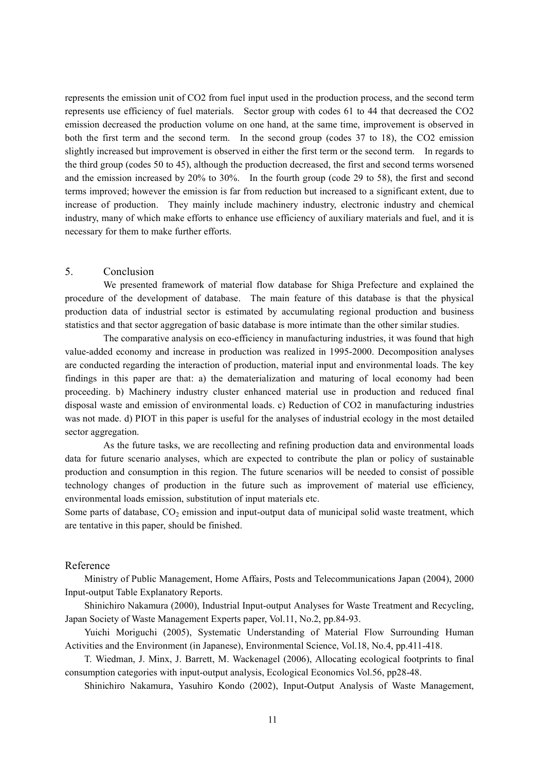represents the emission unit of CO2 from fuel input used in the production process, and the second term represents use efficiency of fuel materials. Sector group with codes 61 to 44 that decreased the CO2 emission decreased the production volume on one hand, at the same time, improvement is observed in both the first term and the second term. In the second group (codes 37 to 18), the CO2 emission slightly increased but improvement is observed in either the first term or the second term. In regards to the third group (codes 50 to 45), although the production decreased, the first and second terms worsened and the emission increased by 20% to 30%. In the fourth group (code 29 to 58), the first and second terms improved; however the emission is far from reduction but increased to a significant extent, due to increase of production. They mainly include machinery industry, electronic industry and chemical industry, many of which make efforts to enhance use efficiency of auxiliary materials and fuel, and it is necessary for them to make further efforts.

## 5. Conclusion

We presented framework of material flow database for Shiga Prefecture and explained the procedure of the development of database. The main feature of this database is that the physical production data of industrial sector is estimated by accumulating regional production and business statistics and that sector aggregation of basic database is more intimate than the other similar studies.

The comparative analysis on eco-efficiency in manufacturing industries, it was found that high value-added economy and increase in production was realized in 1995-2000. Decomposition analyses are conducted regarding the interaction of production, material input and environmental loads. The key findings in this paper are that: a) the dematerialization and maturing of local economy had been proceeding. b) Machinery industry cluster enhanced material use in production and reduced final disposal waste and emission of environmental loads. c) Reduction of CO2 in manufacturing industries was not made. d) PIOT in this paper is useful for the analyses of industrial ecology in the most detailed sector aggregation.

As the future tasks, we are recollecting and refining production data and environmental loads data for future scenario analyses, which are expected to contribute the plan or policy of sustainable production and consumption in this region. The future scenarios will be needed to consist of possible technology changes of production in the future such as improvement of material use efficiency, environmental loads emission, substitution of input materials etc.

Some parts of database, $CO_2$ emission and input-output data of municipal solid waste treatment, which are tentative in this paper, should be finished.

## Reference

Ministry of Public Management, Home Affairs, Posts and Telecommunications Japan (2004), 2000 Input-output Table Explanatory Reports.

Shinichiro Nakamura (2000), Industrial Input-output Analyses for Waste Treatment and Recycling, Japan Society of Waste Management Experts paper, Vol.11, No.2, pp.84-93.

Yuichi Moriguchi (2005), Systematic Understanding of Material Flow Surrounding Human Activities and the Environment (in Japanese), Environmental Science, Vol.18, No.4, pp.411-418.

T. Wiedman, J. Minx, J. Barrett, M. Wackenagel (2006), Allocating ecological footprints to final consumption categories with input-output analysis, Ecological Economics Vol.56, pp28-48.

Shinichiro Nakamura, Yasuhiro Kondo (2002), Input-Output Analysis of Waste Management,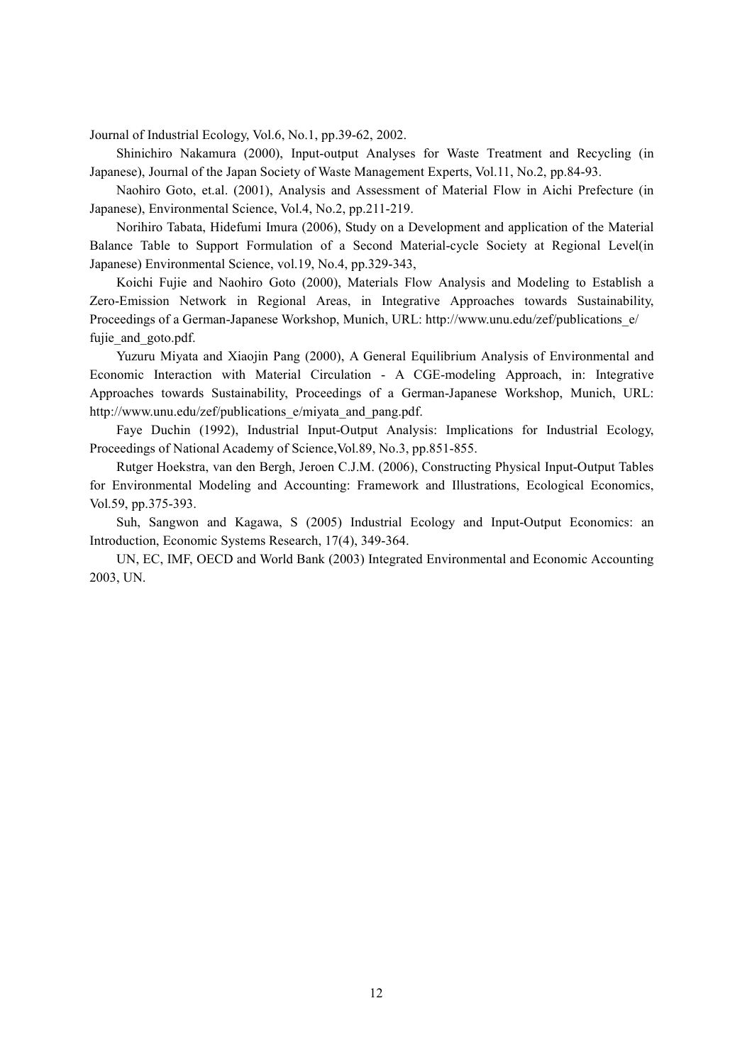Journal of Industrial Ecology, Vol.6, No.1, pp.39-62, 2002.

Shinichiro Nakamura (2000), Input-output Analyses for Waste Treatment and Recycling (in Japanese), Journal of the Japan Society of Waste Management Experts, Vol.11, No.2, pp.84-93.

Naohiro Goto, et.al. (2001), Analysis and Assessment of Material Flow in Aichi Prefecture (in Japanese), Environmental Science, Vol.4, No.2, pp.211-219.

Norihiro Tabata, Hidefumi Imura (2006), Study on a Development and application of the Material Balance Table to Support Formulation of a Second Material-cycle Society at Regional Level(in Japanese) Environmental Science, vol.19, No.4, pp.329-343,

Koichi Fujie and Naohiro Goto (2000), Materials Flow Analysis and Modeling to Establish a Zero-Emission Network in Regional Areas, in Integrative Approaches towards Sustainability, Proceedings of a German-Japanese Workshop, Munich, URL: http://www.unu.edu/zef/publications_e/fujie_and_goto.pdf.

Yuzuru Miyata and Xiaojin Pang (2000), A General Equilibrium Analysis of Environmental and Economic Interaction with Material Circulation - A CGE-modeling Approach, in: Integrative Approaches towards Sustainability, Proceedings of a German-Japanese Workshop, Munich, URL: http://www.unu.edu/zef/publications_e/miyata_and_pang.pdf.

Faye Duchin (1992), Industrial Input-Output Analysis: Implications for Industrial Ecology, Proceedings of National Academy of Science,Vol.89, No.3, pp.851-855.

Rutger Hoekstra, van den Bergh, Jeroen C.J.M. (2006), Constructing Physical Input-Output Tables for Environmental Modeling and Accounting: Framework and Illustrations, Ecological Economics, Vol.59, pp.375-393.

Suh, Sangwon and Kagawa, S (2005) Industrial Ecology and Input-Output Economics: an Introduction, Economic Systems Research, 17(4), 349-364.

UN, EC, IMF, OECD and World Bank (2003) Integrated Environmental and Economic Accounting 2003, UN.